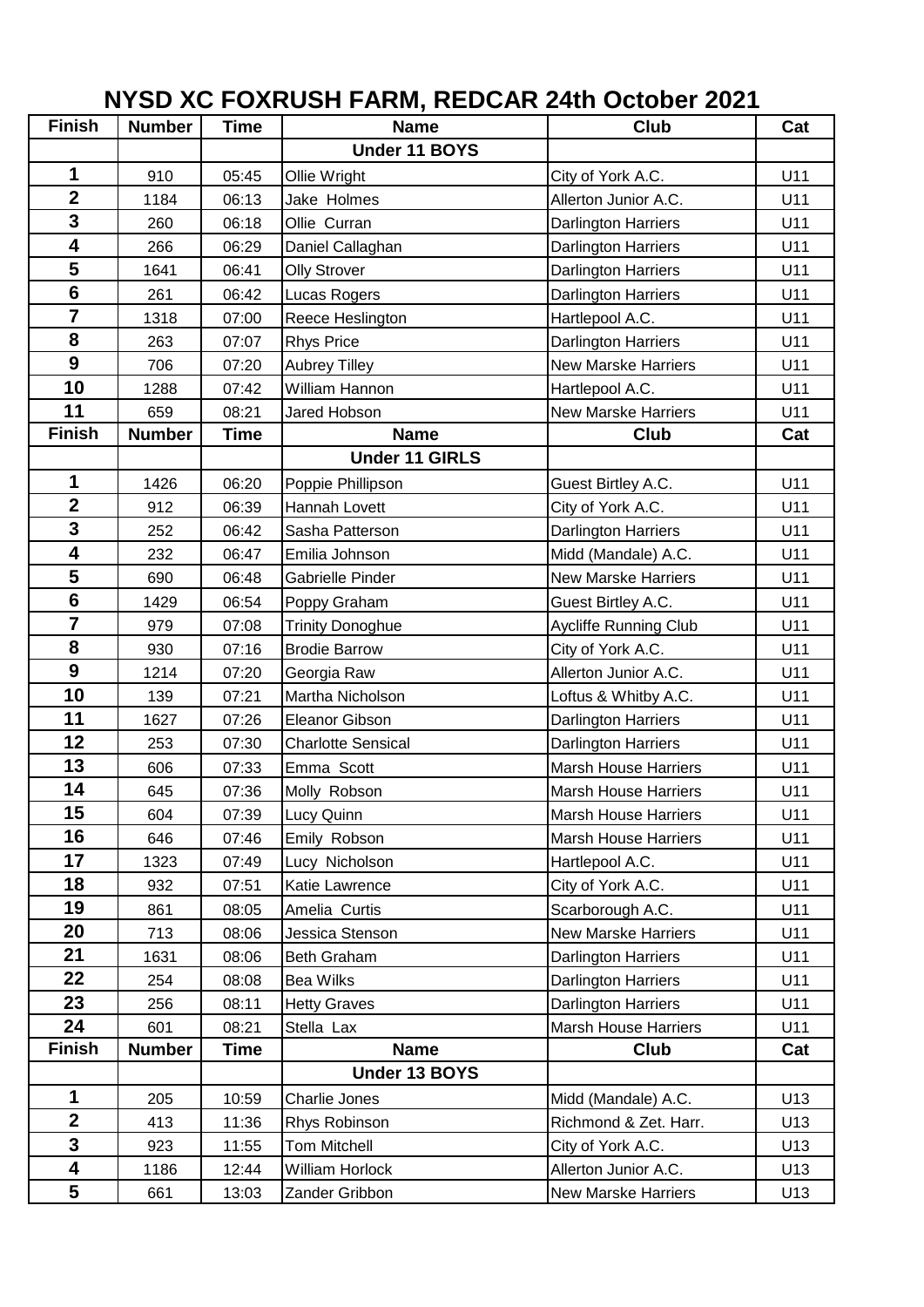# NYSD XC FOXRUSH FARM, REDCAR 24th October 2021

| Finish | Number | Time | Name | Club | Cat |
|---|---|---|---|---|---|
| | | | **Under 11 BOYS** | | |
| 1 | 910 | 05:45 | Ollie Wright | City of York A.C. | U11 |
| 2 | 1184 | 06:13 | Jake Holmes | Allerton Junior A.C. | U11 |
| 3 | 260 | 06:18 | Ollie Curran | Darlington Harriers | U11 |
| 4 | 266 | 06:29 | Daniel Callaghan | Darlington Harriers | U11 |
| 5 | 1641 | 06:41 | Olly Strover | Darlington Harriers | U11 |
| 6 | 261 | 06:42 | Lucas Rogers | Darlington Harriers | U11 |
| 7 | 1318 | 07:00 | Reece Heslington | Hartlepool A.C. | U11 |
| 8 | 263 | 07:07 | Rhys Price | Darlington Harriers | U11 |
| 9 | 706 | 07:20 | Aubrey Tilley | New Marske Harriers | U11 |
| 10 | 1288 | 07:42 | William Hannon | Hartlepool A.C. | U11 |
| 11 | 659 | 08:21 | Jared Hobson | New Marske Harriers | U11 |
| **Finish** | **Number** | **Time** | **Name** | **Club** | **Cat** |
| | | | **Under 11 GIRLS** | | |
| 1 | 1426 | 06:20 | Poppie Phillipson | Guest Birtley A.C. | U11 |
| 2 | 912 | 06:39 | Hannah Lovett | City of York A.C. | U11 |
| 3 | 252 | 06:42 | Sasha Patterson | Darlington Harriers | U11 |
| 4 | 232 | 06:47 | Emilia Johnson | Midd (Mandale) A.C. | U11 |
| 5 | 690 | 06:48 | Gabrielle Pinder | New Marske Harriers | U11 |
| 6 | 1429 | 06:54 | Poppy Graham | Guest Birtley A.C. | U11 |
| 7 | 979 | 07:08 | Trinity Donoghue | Aycliffe Running Club | U11 |
| 8 | 930 | 07:16 | Brodie Barrow | City of York A.C. | U11 |
| 9 | 1214 | 07:20 | Georgia Raw | Allerton Junior A.C. | U11 |
| 10 | 139 | 07:21 | Martha Nicholson | Loftus & Whitby A.C. | U11 |
| 11 | 1627 | 07:26 | Eleanor Gibson | Darlington Harriers | U11 |
| 12 | 253 | 07:30 | Charlotte Sensical | Darlington Harriers | U11 |
| 13 | 606 | 07:33 | Emma Scott | Marsh House Harriers | U11 |
| 14 | 645 | 07:36 | Molly Robson | Marsh House Harriers | U11 |
| 15 | 604 | 07:39 | Lucy Quinn | Marsh House Harriers | U11 |
| 16 | 646 | 07:46 | Emily Robson | Marsh House Harriers | U11 |
| 17 | 1323 | 07:49 | Lucy Nicholson | Hartlepool A.C. | U11 |
| 18 | 932 | 07:51 | Katie Lawrence | City of York A.C. | U11 |
| 19 | 861 | 08:05 | Amelia Curtis | Scarborough A.C. | U11 |
| 20 | 713 | 08:06 | Jessica Stenson | New Marske Harriers | U11 |
| 21 | 1631 | 08:06 | Beth Graham | Darlington Harriers | U11 |
| 22 | 254 | 08:08 | Bea Wilks | Darlington Harriers | U11 |
| 23 | 256 | 08:11 | Hetty Graves | Darlington Harriers | U11 |
| 24 | 601 | 08:21 | Stella Lax | Marsh House Harriers | U11 |
| **Finish** | **Number** | **Time** | **Name** | **Club** | **Cat** |
| | | | **Under 13 BOYS** | | |
| 1 | 205 | 10:59 | Charlie Jones | Midd (Mandale) A.C. | U13 |
| 2 | 413 | 11:36 | Rhys Robinson | Richmond & Zet. Harr. | U13 |
| 3 | 923 | 11:55 | Tom Mitchell | City of York A.C. | U13 |
| 4 | 1186 | 12:44 | William Horlock | Allerton Junior A.C. | U13 |
| 5 | 661 | 13:03 | Zander Gribbon | New Marske Harriers | U13 |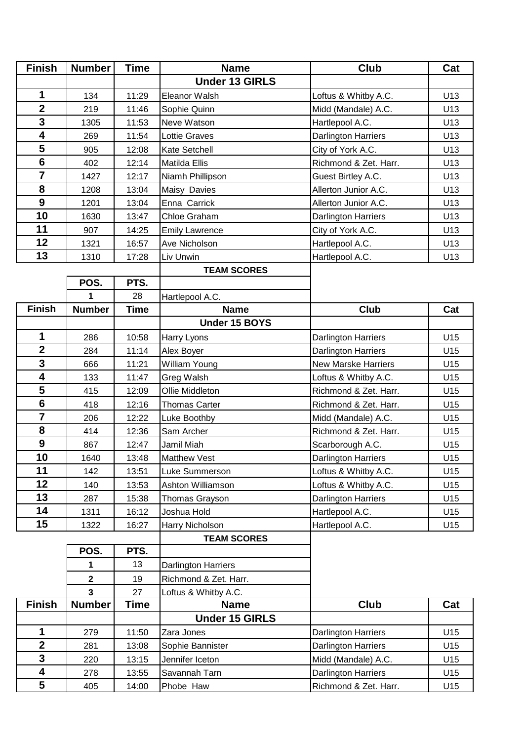| Finish | Number | Time | Name | Club | Cat |
|---|---|---|---|---|---|
| | | | **Under 13 GIRLS** | | |
| 1 | 134 | 11:29 | Eleanor Walsh | Loftus & Whitby A.C. | U13 |
| 2 | 219 | 11:46 | Sophie Quinn | Midd (Mandale) A.C. | U13 |
| 3 | 1305 | 11:53 | Neve Watson | Hartlepool A.C. | U13 |
| 4 | 269 | 11:54 | Lottie Graves | Darlington Harriers | U13 |
| 5 | 905 | 12:08 | Kate Setchell | City of York A.C. | U13 |
| 6 | 402 | 12:14 | Matilda Ellis | Richmond & Zet. Harr. | U13 |
| 7 | 1427 | 12:17 | Niamh Phillipson | Guest Birtley A.C. | U13 |
| 8 | 1208 | 13:04 | Maisy Davies | Allerton Junior A.C. | U13 |
| 9 | 1201 | 13:04 | Enna Carrick | Allerton Junior A.C. | U13 |
| 10 | 1630 | 13:47 | Chloe Graham | Darlington Harriers | U13 |
| 11 | 907 | 14:25 | Emily Lawrence | City of York A.C. | U13 |
| 12 | 1321 | 16:57 | Ave Nicholson | Hartlepool A.C. | U13 |
| 13 | 1310 | 17:28 | Liv Unwin | Hartlepool A.C. | U13 |

| | POS. | PTS. | TEAM SCORES |
|---|---|---|---|
| | 1 | 28 | Hartlepool A.C. |

| Finish | Number | Time | Name | Club | Cat |
|---|---|---|---|---|---|
| | | | **Under 15 BOYS** | | |
| 1 | 286 | 10:58 | Harry Lyons | Darlington Harriers | U15 |
| 2 | 284 | 11:14 | Alex Boyer | Darlington Harriers | U15 |
| 3 | 666 | 11:21 | William Young | New Marske Harriers | U15 |
| 4 | 133 | 11:47 | Greg Walsh | Loftus & Whitby A.C. | U15 |
| 5 | 415 | 12:09 | Ollie Middleton | Richmond & Zet. Harr. | U15 |
| 6 | 418 | 12:16 | Thomas Carter | Richmond & Zet. Harr. | U15 |
| 7 | 206 | 12:22 | Luke Boothby | Midd (Mandale) A.C. | U15 |
| 8 | 414 | 12:36 | Sam Archer | Richmond & Zet. Harr. | U15 |
| 9 | 867 | 12:47 | Jamil Miah | Scarborough A.C. | U15 |
| 10 | 1640 | 13:48 | Matthew Vest | Darlington Harriers | U15 |
| 11 | 142 | 13:51 | Luke Summerson | Loftus & Whitby A.C. | U15 |
| 12 | 140 | 13:53 | Ashton Williamson | Loftus & Whitby A.C. | U15 |
| 13 | 287 | 15:38 | Thomas Grayson | Darlington Harriers | U15 |
| 14 | 1311 | 16:12 | Joshua Hold | Hartlepool A.C. | U15 |
| 15 | 1322 | 16:27 | Harry Nicholson | Hartlepool A.C. | U15 |

| | POS. | PTS. | TEAM SCORES |
|---|---|---|---|
| | 1 | 13 | Darlington Harriers |
| | 2 | 19 | Richmond & Zet. Harr. |
| | 3 | 27 | Loftus & Whitby A.C. |

| Finish | Number | Time | Name | Club | Cat |
|---|---|---|---|---|---|
| | | | **Under 15 GIRLS** | | |
| 1 | 279 | 11:50 | Zara Jones | Darlington Harriers | U15 |
| 2 | 281 | 13:08 | Sophie Bannister | Darlington Harriers | U15 |
| 3 | 220 | 13:15 | Jennifer Iceton | Midd (Mandale) A.C. | U15 |
| 4 | 278 | 13:55 | Savannah Tarn | Darlington Harriers | U15 |
| 5 | 405 | 14:00 | Phobe Haw | Richmond & Zet. Harr. | U15 |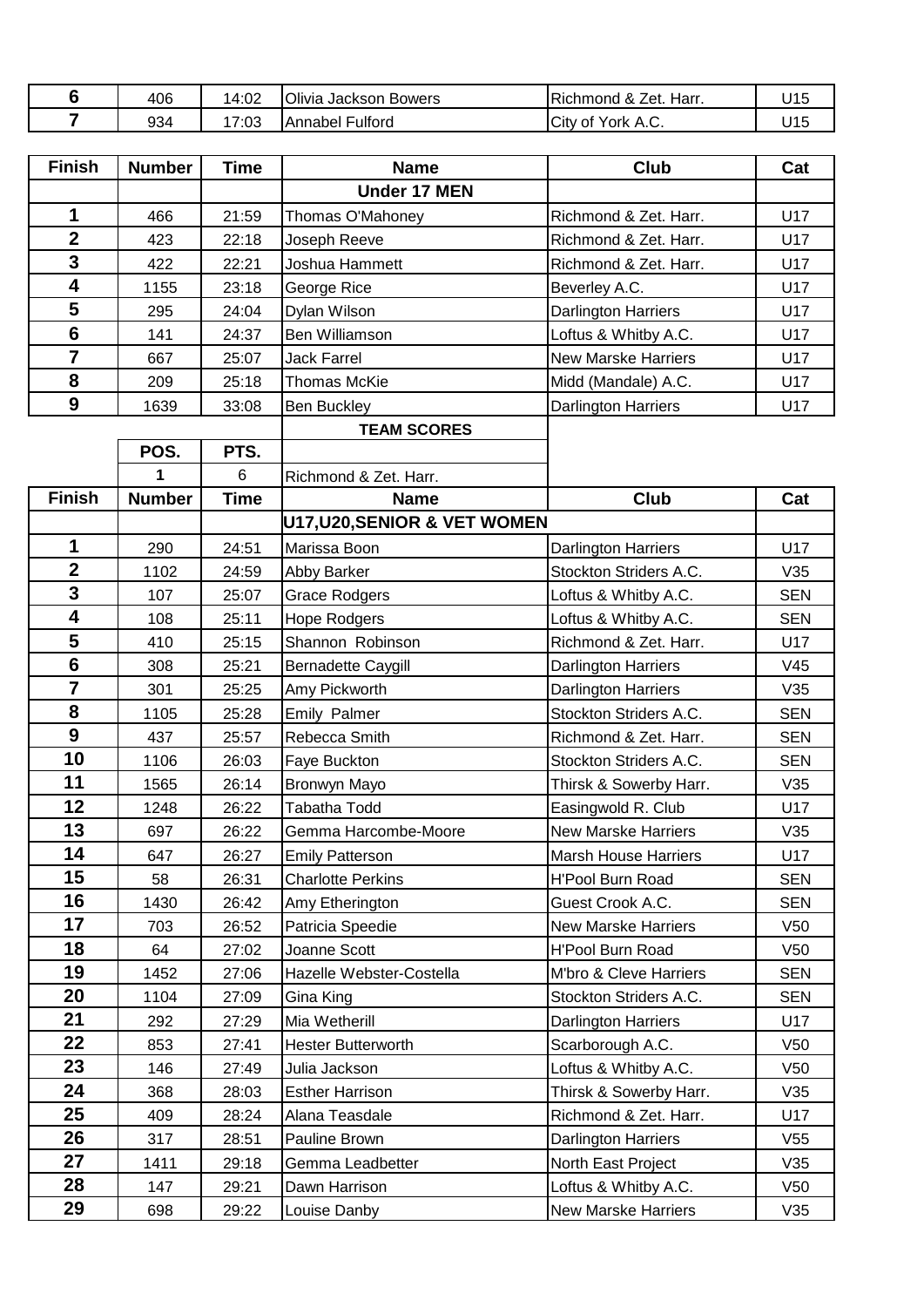| Finish | Number | Time | Name | Club | Cat |
|---|---|---|---|---|---|
| 6 | 406 | 14:02 | Olivia Jackson Bowers | Richmond & Zet. Harr. | U15 |
| 7 | 934 | 17:03 | Annabel Fulford | City of York A.C. | U15 |

| Finish | Number | Time | Name | Club | Cat |
|---|---|---|---|---|---|
| | | | **Under 17 MEN** | | |
| 1 | 466 | 21:59 | Thomas O'Mahoney | Richmond & Zet. Harr. | U17 |
| 2 | 423 | 22:18 | Joseph Reeve | Richmond & Zet. Harr. | U17 |
| 3 | 422 | 22:21 | Joshua Hammett | Richmond & Zet. Harr. | U17 |
| 4 | 1155 | 23:18 | George Rice | Beverley A.C. | U17 |
| 5 | 295 | 24:04 | Dylan Wilson | Darlington Harriers | U17 |
| 6 | 141 | 24:37 | Ben Williamson | Loftus & Whitby A.C. | U17 |
| 7 | 667 | 25:07 | Jack Farrel | New Marske Harriers | U17 |
| 8 | 209 | 25:18 | Thomas McKie | Midd (Mandale) A.C. | U17 |
| 9 | 1639 | 33:08 | Ben Buckley | Darlington Harriers | U17 |

**TEAM SCORES**

| POS. | PTS. | |
|---|---|---|
| 1 | 6 | Richmond & Zet. Harr. |

| Finish | Number | Time | Name | Club | Cat |
|---|---|---|---|---|---|
| | | | **U17,U20,SENIOR & VET WOMEN** | | |
| 1 | 290 | 24:51 | Marissa Boon | Darlington Harriers | U17 |
| 2 | 1102 | 24:59 | Abby Barker | Stockton Striders A.C. | V35 |
| 3 | 107 | 25:07 | Grace Rodgers | Loftus & Whitby A.C. | SEN |
| 4 | 108 | 25:11 | Hope Rodgers | Loftus & Whitby A.C. | SEN |
| 5 | 410 | 25:15 | Shannon Robinson | Richmond & Zet. Harr. | U17 |
| 6 | 308 | 25:21 | Bernadette Caygill | Darlington Harriers | V45 |
| 7 | 301 | 25:25 | Amy Pickworth | Darlington Harriers | V35 |
| 8 | 1105 | 25:28 | Emily Palmer | Stockton Striders A.C. | SEN |
| 9 | 437 | 25:57 | Rebecca Smith | Richmond & Zet. Harr. | SEN |
| 10 | 1106 | 26:03 | Faye Buckton | Stockton Striders A.C. | SEN |
| 11 | 1565 | 26:14 | Bronwyn Mayo | Thirsk & Sowerby Harr. | V35 |
| 12 | 1248 | 26:22 | Tabatha Todd | Easingwold R. Club | U17 |
| 13 | 697 | 26:22 | Gemma Harcombe-Moore | New Marske Harriers | V35 |
| 14 | 647 | 26:27 | Emily Patterson | Marsh House Harriers | U17 |
| 15 | 58 | 26:31 | Charlotte Perkins | H'Pool Burn Road | SEN |
| 16 | 1430 | 26:42 | Amy Etherington | Guest Crook A.C. | SEN |
| 17 | 703 | 26:52 | Patricia Speedie | New Marske Harriers | V50 |
| 18 | 64 | 27:02 | Joanne Scott | H'Pool Burn Road | V50 |
| 19 | 1452 | 27:06 | Hazelle Webster-Costella | M'bro & Cleve Harriers | SEN |
| 20 | 1104 | 27:09 | Gina King | Stockton Striders A.C. | SEN |
| 21 | 292 | 27:29 | Mia Wetherill | Darlington Harriers | U17 |
| 22 | 853 | 27:41 | Hester Butterworth | Scarborough A.C. | V50 |
| 23 | 146 | 27:49 | Julia Jackson | Loftus & Whitby A.C. | V50 |
| 24 | 368 | 28:03 | Esther Harrison | Thirsk & Sowerby Harr. | V35 |
| 25 | 409 | 28:24 | Alana Teasdale | Richmond & Zet. Harr. | U17 |
| 26 | 317 | 28:51 | Pauline Brown | Darlington Harriers | V55 |
| 27 | 1411 | 29:18 | Gemma Leadbetter | North East Project | V35 |
| 28 | 147 | 29:21 | Dawn Harrison | Loftus & Whitby A.C. | V50 |
| 29 | 698 | 29:22 | Louise Danby | New Marske Harriers | V35 |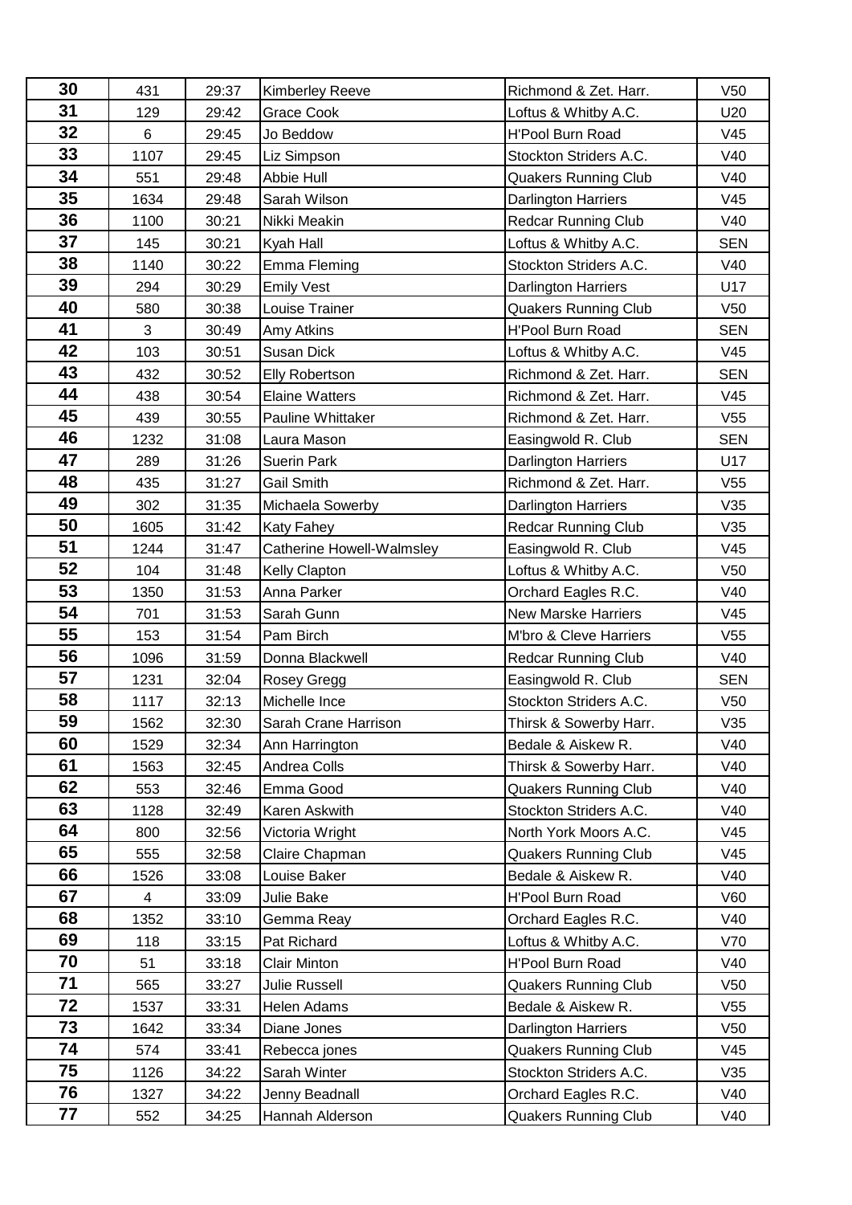| | | | | | |
|---|---|---|---|---|---|
| 30 | 431 | 29:37 | Kimberley Reeve | Richmond & Zet. Harr. | V50 |
| 31 | 129 | 29:42 | Grace Cook | Loftus & Whitby A.C. | U20 |
| 32 | 6 | 29:45 | Jo Beddow | H'Pool Burn Road | V45 |
| 33 | 1107 | 29:45 | Liz Simpson | Stockton Striders A.C. | V40 |
| 34 | 551 | 29:48 | Abbie Hull | Quakers Running Club | V40 |
| 35 | 1634 | 29:48 | Sarah Wilson | Darlington Harriers | V45 |
| 36 | 1100 | 30:21 | Nikki Meakin | Redcar Running Club | V40 |
| 37 | 145 | 30:21 | Kyah Hall | Loftus & Whitby A.C. | SEN |
| 38 | 1140 | 30:22 | Emma Fleming | Stockton Striders A.C. | V40 |
| 39 | 294 | 30:29 | Emily Vest | Darlington Harriers | U17 |
| 40 | 580 | 30:38 | Louise Trainer | Quakers Running Club | V50 |
| 41 | 3 | 30:49 | Amy Atkins | H'Pool Burn Road | SEN |
| 42 | 103 | 30:51 | Susan Dick | Loftus & Whitby A.C. | V45 |
| 43 | 432 | 30:52 | Elly Robertson | Richmond & Zet. Harr. | SEN |
| 44 | 438 | 30:54 | Elaine Watters | Richmond & Zet. Harr. | V45 |
| 45 | 439 | 30:55 | Pauline Whittaker | Richmond & Zet. Harr. | V55 |
| 46 | 1232 | 31:08 | Laura Mason | Easingwold R. Club | SEN |
| 47 | 289 | 31:26 | Suerin Park | Darlington Harriers | U17 |
| 48 | 435 | 31:27 | Gail Smith | Richmond & Zet. Harr. | V55 |
| 49 | 302 | 31:35 | Michaela Sowerby | Darlington Harriers | V35 |
| 50 | 1605 | 31:42 | Katy Fahey | Redcar Running Club | V35 |
| 51 | 1244 | 31:47 | Catherine Howell-Walmsley | Easingwold R. Club | V45 |
| 52 | 104 | 31:48 | Kelly Clapton | Loftus & Whitby A.C. | V50 |
| 53 | 1350 | 31:53 | Anna Parker | Orchard Eagles R.C. | V40 |
| 54 | 701 | 31:53 | Sarah Gunn | New Marske Harriers | V45 |
| 55 | 153 | 31:54 | Pam Birch | M'bro & Cleve Harriers | V55 |
| 56 | 1096 | 31:59 | Donna Blackwell | Redcar Running Club | V40 |
| 57 | 1231 | 32:04 | Rosey Gregg | Easingwold R. Club | SEN |
| 58 | 1117 | 32:13 | Michelle Ince | Stockton Striders A.C. | V50 |
| 59 | 1562 | 32:30 | Sarah Crane Harrison | Thirsk & Sowerby Harr. | V35 |
| 60 | 1529 | 32:34 | Ann Harrington | Bedale & Aiskew R. | V40 |
| 61 | 1563 | 32:45 | Andrea Colls | Thirsk & Sowerby Harr. | V40 |
| 62 | 553 | 32:46 | Emma Good | Quakers Running Club | V40 |
| 63 | 1128 | 32:49 | Karen Askwith | Stockton Striders A.C. | V40 |
| 64 | 800 | 32:56 | Victoria Wright | North York Moors A.C. | V45 |
| 65 | 555 | 32:58 | Claire Chapman | Quakers Running Club | V45 |
| 66 | 1526 | 33:08 | Louise Baker | Bedale & Aiskew R. | V40 |
| 67 | 4 | 33:09 | Julie Bake | H'Pool Burn Road | V60 |
| 68 | 1352 | 33:10 | Gemma Reay | Orchard Eagles R.C. | V40 |
| 69 | 118 | 33:15 | Pat Richard | Loftus & Whitby A.C. | V70 |
| 70 | 51 | 33:18 | Clair Minton | H'Pool Burn Road | V40 |
| 71 | 565 | 33:27 | Julie Russell | Quakers Running Club | V50 |
| 72 | 1537 | 33:31 | Helen Adams | Bedale & Aiskew R. | V55 |
| 73 | 1642 | 33:34 | Diane Jones | Darlington Harriers | V50 |
| 74 | 574 | 33:41 | Rebecca jones | Quakers Running Club | V45 |
| 75 | 1126 | 34:22 | Sarah Winter | Stockton Striders A.C. | V35 |
| 76 | 1327 | 34:22 | Jenny Beadnall | Orchard Eagles R.C. | V40 |
| 77 | 552 | 34:25 | Hannah Alderson | Quakers Running Club | V40 |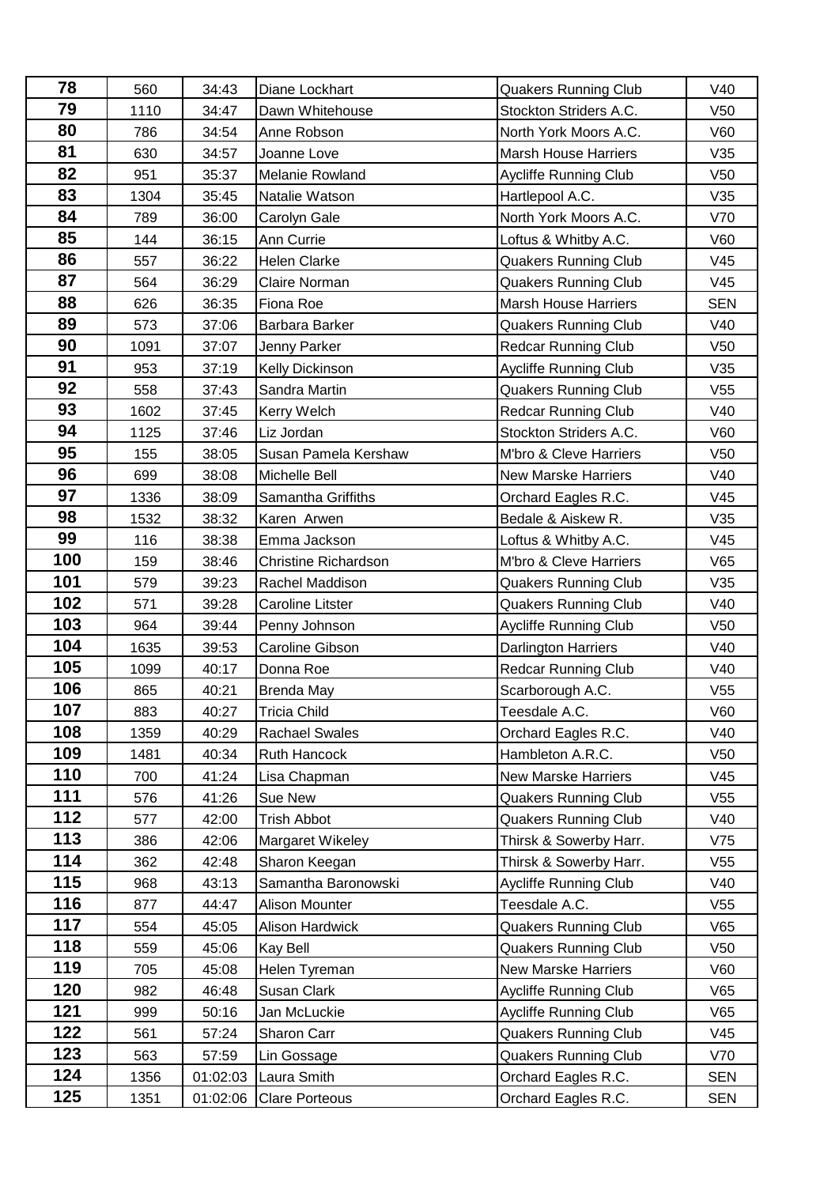| 78 | 560 | 34:43 | Diane Lockhart | Quakers Running Club | V40 |
|---|---|---|---|---|---|
| 79 | 1110 | 34:47 | Dawn Whitehouse | Stockton Striders A.C. | V50 |
| 80 | 786 | 34:54 | Anne Robson | North York Moors A.C. | V60 |
| 81 | 630 | 34:57 | Joanne Love | Marsh House Harriers | V35 |
| 82 | 951 | 35:37 | Melanie Rowland | Aycliffe Running Club | V50 |
| 83 | 1304 | 35:45 | Natalie Watson | Hartlepool A.C. | V35 |
| 84 | 789 | 36:00 | Carolyn Gale | North York Moors A.C. | V70 |
| 85 | 144 | 36:15 | Ann Currie | Loftus & Whitby A.C. | V60 |
| 86 | 557 | 36:22 | Helen Clarke | Quakers Running Club | V45 |
| 87 | 564 | 36:29 | Claire Norman | Quakers Running Club | V45 |
| 88 | 626 | 36:35 | Fiona Roe | Marsh House Harriers | SEN |
| 89 | 573 | 37:06 | Barbara Barker | Quakers Running Club | V40 |
| 90 | 1091 | 37:07 | Jenny Parker | Redcar Running Club | V50 |
| 91 | 953 | 37:19 | Kelly Dickinson | Aycliffe Running Club | V35 |
| 92 | 558 | 37:43 | Sandra Martin | Quakers Running Club | V55 |
| 93 | 1602 | 37:45 | Kerry Welch | Redcar Running Club | V40 |
| 94 | 1125 | 37:46 | Liz Jordan | Stockton Striders A.C. | V60 |
| 95 | 155 | 38:05 | Susan Pamela Kershaw | M'bro & Cleve Harriers | V50 |
| 96 | 699 | 38:08 | Michelle Bell | New Marske Harriers | V40 |
| 97 | 1336 | 38:09 | Samantha Griffiths | Orchard Eagles R.C. | V45 |
| 98 | 1532 | 38:32 | Karen Arwen | Bedale & Aiskew R. | V35 |
| 99 | 116 | 38:38 | Emma Jackson | Loftus & Whitby A.C. | V45 |
| 100 | 159 | 38:46 | Christine Richardson | M'bro & Cleve Harriers | V65 |
| 101 | 579 | 39:23 | Rachel Maddison | Quakers Running Club | V35 |
| 102 | 571 | 39:28 | Caroline Litster | Quakers Running Club | V40 |
| 103 | 964 | 39:44 | Penny Johnson | Aycliffe Running Club | V50 |
| 104 | 1635 | 39:53 | Caroline Gibson | Darlington Harriers | V40 |
| 105 | 1099 | 40:17 | Donna Roe | Redcar Running Club | V40 |
| 106 | 865 | 40:21 | Brenda May | Scarborough A.C. | V55 |
| 107 | 883 | 40:27 | Tricia Child | Teesdale A.C. | V60 |
| 108 | 1359 | 40:29 | Rachael Swales | Orchard Eagles R.C. | V40 |
| 109 | 1481 | 40:34 | Ruth Hancock | Hambleton A.R.C. | V50 |
| 110 | 700 | 41:24 | Lisa Chapman | New Marske Harriers | V45 |
| 111 | 576 | 41:26 | Sue New | Quakers Running Club | V55 |
| 112 | 577 | 42:00 | Trish Abbot | Quakers Running Club | V40 |
| 113 | 386 | 42:06 | Margaret Wikeley | Thirsk & Sowerby Harr. | V75 |
| 114 | 362 | 42:48 | Sharon Keegan | Thirsk & Sowerby Harr. | V55 |
| 115 | 968 | 43:13 | Samantha Baronowski | Aycliffe Running Club | V40 |
| 116 | 877 | 44:47 | Alison Mounter | Teesdale A.C. | V55 |
| 117 | 554 | 45:05 | Alison Hardwick | Quakers Running Club | V65 |
| 118 | 559 | 45:06 | Kay Bell | Quakers Running Club | V50 |
| 119 | 705 | 45:08 | Helen Tyreman | New Marske Harriers | V60 |
| 120 | 982 | 46:48 | Susan Clark | Aycliffe Running Club | V65 |
| 121 | 999 | 50:16 | Jan McLuckie | Aycliffe Running Club | V65 |
| 122 | 561 | 57:24 | Sharon Carr | Quakers Running Club | V45 |
| 123 | 563 | 57:59 | Lin Gossage | Quakers Running Club | V70 |
| 124 | 1356 | 01:02:03 | Laura Smith | Orchard Eagles R.C. | SEN |
| 125 | 1351 | 01:02:06 | Clare Porteous | Orchard Eagles R.C. | SEN |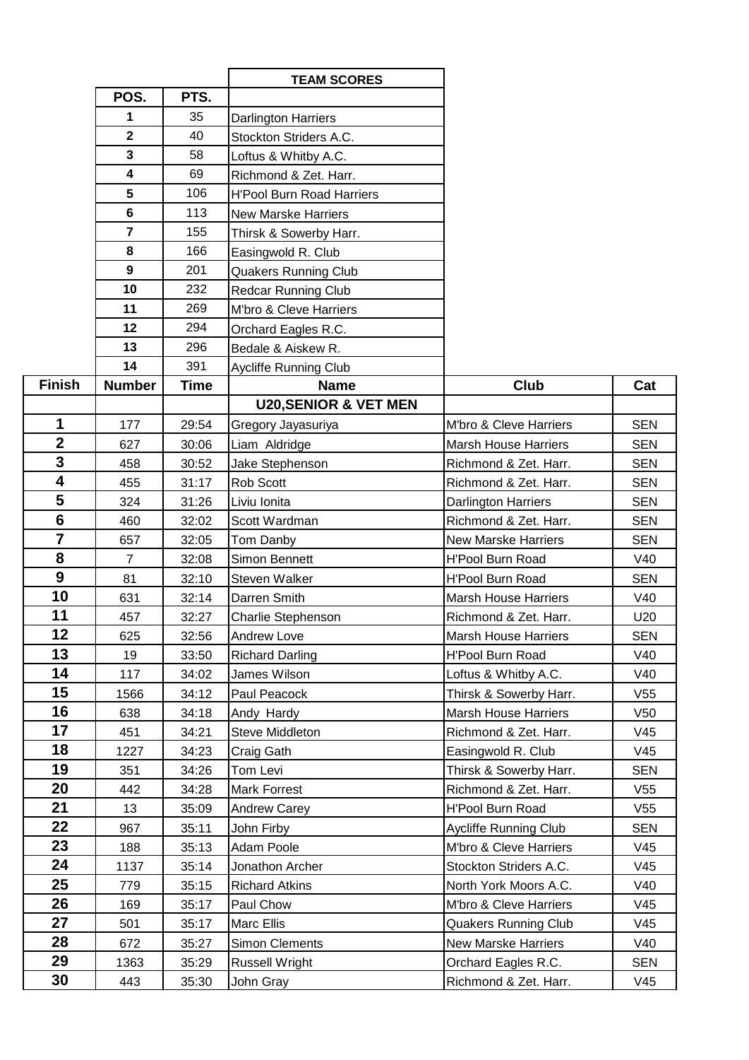| POS. | PTS. | TEAM SCORES |
|---|---|---|
| 1 | 35 | Darlington Harriers |
| 2 | 40 | Stockton Striders A.C. |
| 3 | 58 | Loftus & Whitby A.C. |
| 4 | 69 | Richmond & Zet. Harr. |
| 5 | 106 | H'Pool Burn Road Harriers |
| 6 | 113 | New Marske Harriers |
| 7 | 155 | Thirsk & Sowerby Harr. |
| 8 | 166 | Easingwold R. Club |
| 9 | 201 | Quakers Running Club |
| 10 | 232 | Redcar Running Club |
| 11 | 269 | M'bro & Cleve Harriers |
| 12 | 294 | Orchard Eagles R.C. |
| 13 | 296 | Bedale & Aiskew R. |
| 14 | 391 | Aycliffe Running Club |

| Finish | Number | Time | Name | Club | Cat |
|---|---|---|---|---|---|
| | | | **U20,SENIOR & VET MEN** | | |
| 1 | 177 | 29:54 | Gregory Jayasuriya | M'bro & Cleve Harriers | SEN |
| 2 | 627 | 30:06 | Liam Aldridge | Marsh House Harriers | SEN |
| 3 | 458 | 30:52 | Jake Stephenson | Richmond & Zet. Harr. | SEN |
| 4 | 455 | 31:17 | Rob Scott | Richmond & Zet. Harr. | SEN |
| 5 | 324 | 31:26 | Liviu Ionita | Darlington Harriers | SEN |
| 6 | 460 | 32:02 | Scott Wardman | Richmond & Zet. Harr. | SEN |
| 7 | 657 | 32:05 | Tom Danby | New Marske Harriers | SEN |
| 8 | 7 | 32:08 | Simon Bennett | H'Pool Burn Road | V40 |
| 9 | 81 | 32:10 | Steven Walker | H'Pool Burn Road | SEN |
| 10 | 631 | 32:14 | Darren Smith | Marsh House Harriers | V40 |
| 11 | 457 | 32:27 | Charlie Stephenson | Richmond & Zet. Harr. | U20 |
| 12 | 625 | 32:56 | Andrew Love | Marsh House Harriers | SEN |
| 13 | 19 | 33:50 | Richard Darling | H'Pool Burn Road | V40 |
| 14 | 117 | 34:02 | James Wilson | Loftus & Whitby A.C. | V40 |
| 15 | 1566 | 34:12 | Paul Peacock | Thirsk & Sowerby Harr. | V55 |
| 16 | 638 | 34:18 | Andy Hardy | Marsh House Harriers | V50 |
| 17 | 451 | 34:21 | Steve Middleton | Richmond & Zet. Harr. | V45 |
| 18 | 1227 | 34:23 | Craig Gath | Easingwold R. Club | V45 |
| 19 | 351 | 34:26 | Tom Levi | Thirsk & Sowerby Harr. | SEN |
| 20 | 442 | 34:28 | Mark Forrest | Richmond & Zet. Harr. | V55 |
| 21 | 13 | 35:09 | Andrew Carey | H'Pool Burn Road | V55 |
| 22 | 967 | 35:11 | John Firby | Aycliffe Running Club | SEN |
| 23 | 188 | 35:13 | Adam Poole | M'bro & Cleve Harriers | V45 |
| 24 | 1137 | 35:14 | Jonathon Archer | Stockton Striders A.C. | V45 |
| 25 | 779 | 35:15 | Richard Atkins | North York Moors A.C. | V40 |
| 26 | 169 | 35:17 | Paul Chow | M'bro & Cleve Harriers | V45 |
| 27 | 501 | 35:17 | Marc Ellis | Quakers Running Club | V45 |
| 28 | 672 | 35:27 | Simon Clements | New Marske Harriers | V40 |
| 29 | 1363 | 35:29 | Russell Wright | Orchard Eagles R.C. | SEN |
| 30 | 443 | 35:30 | John Gray | Richmond & Zet. Harr. | V45 |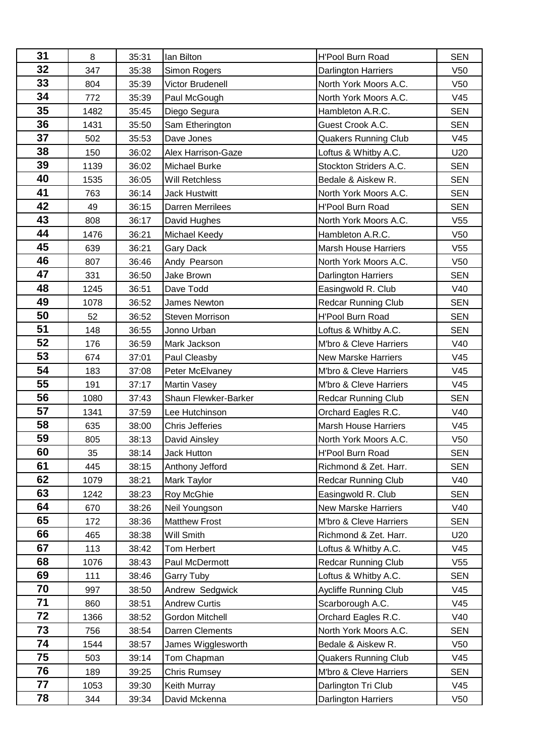| 31 | 8 | 35:31 | Ian Bilton | H'Pool Burn Road | SEN |
|---|---|---|---|---|---|
| 32 | 347 | 35:38 | Simon Rogers | Darlington Harriers | V50 |
| 33 | 804 | 35:39 | Victor Brudenell | North York Moors A.C. | V50 |
| 34 | 772 | 35:39 | Paul McGough | North York Moors A.C. | V45 |
| 35 | 1482 | 35:45 | Diego Segura | Hambleton A.R.C. | SEN |
| 36 | 1431 | 35:50 | Sam Etherington | Guest Crook A.C. | SEN |
| 37 | 502 | 35:53 | Dave Jones | Quakers Running Club | V45 |
| 38 | 150 | 36:02 | Alex Harrison-Gaze | Loftus & Whitby A.C. | U20 |
| 39 | 1139 | 36:02 | Michael Burke | Stockton Striders A.C. | SEN |
| 40 | 1535 | 36:05 | Will Retchless | Bedale & Aiskew R. | SEN |
| 41 | 763 | 36:14 | Jack Hustwitt | North York Moors A.C. | SEN |
| 42 | 49 | 36:15 | Darren Merrilees | H'Pool Burn Road | SEN |
| 43 | 808 | 36:17 | David Hughes | North York Moors A.C. | V55 |
| 44 | 1476 | 36:21 | Michael Keedy | Hambleton A.R.C. | V50 |
| 45 | 639 | 36:21 | Gary Dack | Marsh House Harriers | V55 |
| 46 | 807 | 36:46 | Andy Pearson | North York Moors A.C. | V50 |
| 47 | 331 | 36:50 | Jake Brown | Darlington Harriers | SEN |
| 48 | 1245 | 36:51 | Dave Todd | Easingwold R. Club | V40 |
| 49 | 1078 | 36:52 | James Newton | Redcar Running Club | SEN |
| 50 | 52 | 36:52 | Steven Morrison | H'Pool Burn Road | SEN |
| 51 | 148 | 36:55 | Jonno Urban | Loftus & Whitby A.C. | SEN |
| 52 | 176 | 36:59 | Mark Jackson | M'bro & Cleve Harriers | V40 |
| 53 | 674 | 37:01 | Paul Cleasby | New Marske Harriers | V45 |
| 54 | 183 | 37:08 | Peter McElvaney | M'bro & Cleve Harriers | V45 |
| 55 | 191 | 37:17 | Martin Vasey | M'bro & Cleve Harriers | V45 |
| 56 | 1080 | 37:43 | Shaun Flewker-Barker | Redcar Running Club | SEN |
| 57 | 1341 | 37:59 | Lee Hutchinson | Orchard Eagles R.C. | V40 |
| 58 | 635 | 38:00 | Chris Jefferies | Marsh House Harriers | V45 |
| 59 | 805 | 38:13 | David Ainsley | North York Moors A.C. | V50 |
| 60 | 35 | 38:14 | Jack Hutton | H'Pool Burn Road | SEN |
| 61 | 445 | 38:15 | Anthony Jefford | Richmond & Zet. Harr. | SEN |
| 62 | 1079 | 38:21 | Mark Taylor | Redcar Running Club | V40 |
| 63 | 1242 | 38:23 | Roy McGhie | Easingwold R. Club | SEN |
| 64 | 670 | 38:26 | Neil Youngson | New Marske Harriers | V40 |
| 65 | 172 | 38:36 | Matthew Frost | M'bro & Cleve Harriers | SEN |
| 66 | 465 | 38:38 | Will Smith | Richmond & Zet. Harr. | U20 |
| 67 | 113 | 38:42 | Tom Herbert | Loftus & Whitby A.C. | V45 |
| 68 | 1076 | 38:43 | Paul McDermott | Redcar Running Club | V55 |
| 69 | 111 | 38:46 | Garry Tuby | Loftus & Whitby A.C. | SEN |
| 70 | 997 | 38:50 | Andrew Sedgwick | Aycliffe Running Club | V45 |
| 71 | 860 | 38:51 | Andrew Curtis | Scarborough A.C. | V45 |
| 72 | 1366 | 38:52 | Gordon Mitchell | Orchard Eagles R.C. | V40 |
| 73 | 756 | 38:54 | Darren Clements | North York Moors A.C. | SEN |
| 74 | 1544 | 38:57 | James Wigglesworth | Bedale & Aiskew R. | V50 |
| 75 | 503 | 39:14 | Tom Chapman | Quakers Running Club | V45 |
| 76 | 189 | 39:25 | Chris Rumsey | M'bro & Cleve Harriers | SEN |
| 77 | 1053 | 39:30 | Keith Murray | Darlington Tri Club | V45 |
| 78 | 344 | 39:34 | David Mckenna | Darlington Harriers | V50 |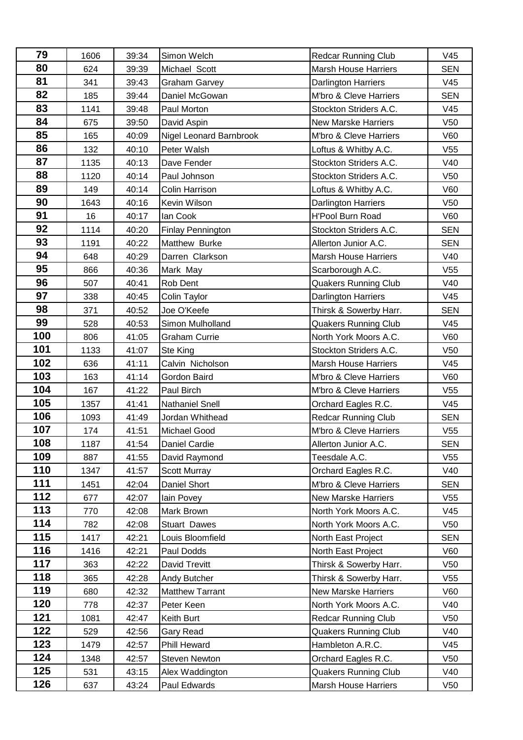| 79 | 1606 | 39:34 | Simon Welch | Redcar Running Club | V45 |
|---|---|---|---|---|---|
| 80 | 624 | 39:39 | Michael Scott | Marsh House Harriers | SEN |
| 81 | 341 | 39:43 | Graham Garvey | Darlington Harriers | V45 |
| 82 | 185 | 39:44 | Daniel McGowan | M'bro & Cleve Harriers | SEN |
| 83 | 1141 | 39:48 | Paul Morton | Stockton Striders A.C. | V45 |
| 84 | 675 | 39:50 | David Aspin | New Marske Harriers | V50 |
| 85 | 165 | 40:09 | Nigel Leonard Barnbrook | M'bro & Cleve Harriers | V60 |
| 86 | 132 | 40:10 | Peter Walsh | Loftus & Whitby A.C. | V55 |
| 87 | 1135 | 40:13 | Dave Fender | Stockton Striders A.C. | V40 |
| 88 | 1120 | 40:14 | Paul Johnson | Stockton Striders A.C. | V50 |
| 89 | 149 | 40:14 | Colin Harrison | Loftus & Whitby A.C. | V60 |
| 90 | 1643 | 40:16 | Kevin Wilson | Darlington Harriers | V50 |
| 91 | 16 | 40:17 | Ian Cook | H'Pool Burn Road | V60 |
| 92 | 1114 | 40:20 | Finlay Pennington | Stockton Striders A.C. | SEN |
| 93 | 1191 | 40:22 | Matthew Burke | Allerton Junior A.C. | SEN |
| 94 | 648 | 40:29 | Darren Clarkson | Marsh House Harriers | V40 |
| 95 | 866 | 40:36 | Mark May | Scarborough A.C. | V55 |
| 96 | 507 | 40:41 | Rob Dent | Quakers Running Club | V40 |
| 97 | 338 | 40:45 | Colin Taylor | Darlington Harriers | V45 |
| 98 | 371 | 40:52 | Joe O'Keefe | Thirsk & Sowerby Harr. | SEN |
| 99 | 528 | 40:53 | Simon Mulholland | Quakers Running Club | V45 |
| 100 | 806 | 41:05 | Graham Currie | North York Moors A.C. | V60 |
| 101 | 1133 | 41:07 | Ste King | Stockton Striders A.C. | V50 |
| 102 | 636 | 41:11 | Calvin Nicholson | Marsh House Harriers | V45 |
| 103 | 163 | 41:14 | Gordon Baird | M'bro & Cleve Harriers | V60 |
| 104 | 167 | 41:22 | Paul Birch | M'bro & Cleve Harriers | V55 |
| 105 | 1357 | 41:41 | Nathaniel Snell | Orchard Eagles R.C. | V45 |
| 106 | 1093 | 41:49 | Jordan Whithead | Redcar Running Club | SEN |
| 107 | 174 | 41:51 | Michael Good | M'bro & Cleve Harriers | V55 |
| 108 | 1187 | 41:54 | Daniel Cardie | Allerton Junior A.C. | SEN |
| 109 | 887 | 41:55 | David Raymond | Teesdale A.C. | V55 |
| 110 | 1347 | 41:57 | Scott Murray | Orchard Eagles R.C. | V40 |
| 111 | 1451 | 42:04 | Daniel Short | M'bro & Cleve Harriers | SEN |
| 112 | 677 | 42:07 | Iain Povey | New Marske Harriers | V55 |
| 113 | 770 | 42:08 | Mark Brown | North York Moors A.C. | V45 |
| 114 | 782 | 42:08 | Stuart Dawes | North York Moors A.C. | V50 |
| 115 | 1417 | 42:21 | Louis Bloomfield | North East Project | SEN |
| 116 | 1416 | 42:21 | Paul Dodds | North East Project | V60 |
| 117 | 363 | 42:22 | David Trevitt | Thirsk & Sowerby Harr. | V50 |
| 118 | 365 | 42:28 | Andy Butcher | Thirsk & Sowerby Harr. | V55 |
| 119 | 680 | 42:32 | Matthew Tarrant | New Marske Harriers | V60 |
| 120 | 778 | 42:37 | Peter Keen | North York Moors A.C. | V40 |
| 121 | 1081 | 42:47 | Keith Burt | Redcar Running Club | V50 |
| 122 | 529 | 42:56 | Gary Read | Quakers Running Club | V40 |
| 123 | 1479 | 42:57 | Phill Heward | Hambleton A.R.C. | V45 |
| 124 | 1348 | 42:57 | Steven Newton | Orchard Eagles R.C. | V50 |
| 125 | 531 | 43:15 | Alex Waddington | Quakers Running Club | V40 |
| 126 | 637 | 43:24 | Paul Edwards | Marsh House Harriers | V50 |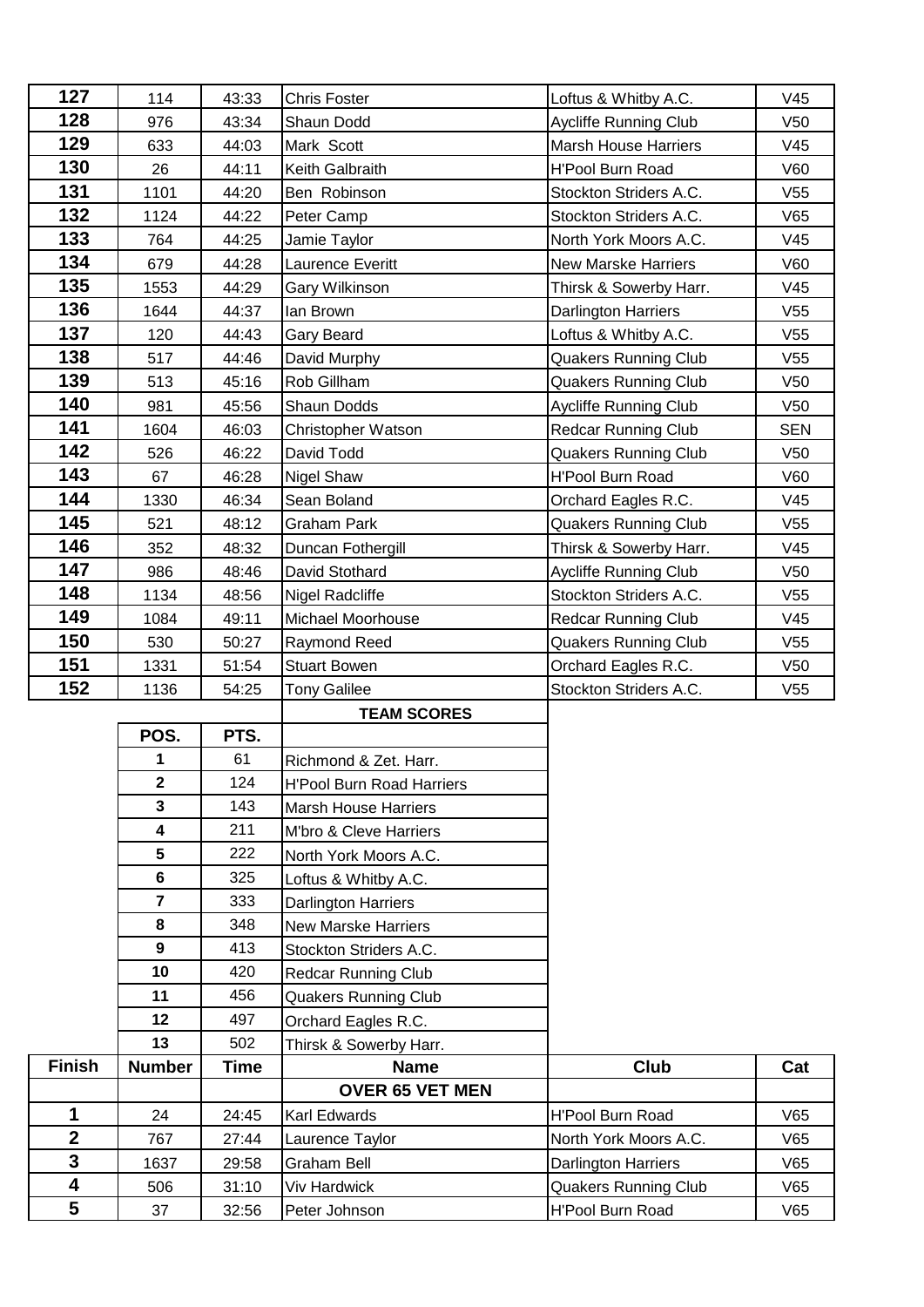| 127 | 114 | 43:33 | Chris Foster | Loftus & Whitby A.C. | V45 |
|---|---|---|---|---|---|
| 128 | 976 | 43:34 | Shaun Dodd | Aycliffe Running Club | V50 |
| 129 | 633 | 44:03 | Mark Scott | Marsh House Harriers | V45 |
| 130 | 26 | 44:11 | Keith Galbraith | H'Pool Burn Road | V60 |
| 131 | 1101 | 44:20 | Ben Robinson | Stockton Striders A.C. | V55 |
| 132 | 1124 | 44:22 | Peter Camp | Stockton Striders A.C. | V65 |
| 133 | 764 | 44:25 | Jamie Taylor | North York Moors A.C. | V45 |
| 134 | 679 | 44:28 | Laurence Everitt | New Marske Harriers | V60 |
| 135 | 1553 | 44:29 | Gary Wilkinson | Thirsk & Sowerby Harr. | V45 |
| 136 | 1644 | 44:37 | Ian Brown | Darlington Harriers | V55 |
| 137 | 120 | 44:43 | Gary Beard | Loftus & Whitby A.C. | V55 |
| 138 | 517 | 44:46 | David Murphy | Quakers Running Club | V55 |
| 139 | 513 | 45:16 | Rob Gillham | Quakers Running Club | V50 |
| 140 | 981 | 45:56 | Shaun Dodds | Aycliffe Running Club | V50 |
| 141 | 1604 | 46:03 | Christopher Watson | Redcar Running Club | SEN |
| 142 | 526 | 46:22 | David Todd | Quakers Running Club | V50 |
| 143 | 67 | 46:28 | Nigel Shaw | H'Pool Burn Road | V60 |
| 144 | 1330 | 46:34 | Sean Boland | Orchard Eagles R.C. | V45 |
| 145 | 521 | 48:12 | Graham Park | Quakers Running Club | V55 |
| 146 | 352 | 48:32 | Duncan Fothergill | Thirsk & Sowerby Harr. | V45 |
| 147 | 986 | 48:46 | David Stothard | Aycliffe Running Club | V50 |
| 148 | 1134 | 48:56 | Nigel Radcliffe | Stockton Striders A.C. | V55 |
| 149 | 1084 | 49:11 | Michael Moorhouse | Redcar Running Club | V45 |
| 150 | 530 | 50:27 | Raymond Reed | Quakers Running Club | V55 |
| 151 | 1331 | 51:54 | Stuart Bowen | Orchard Eagles R.C. | V50 |
| 152 | 1136 | 54:25 | Tony Galilee | Stockton Striders A.C. | V55 |

**TEAM SCORES**

| POS. | PTS. | |
|---|---|---|
| 1 | 61 | Richmond & Zet. Harr. |
| 2 | 124 | H'Pool Burn Road Harriers |
| 3 | 143 | Marsh House Harriers |
| 4 | 211 | M'bro & Cleve Harriers |
| 5 | 222 | North York Moors A.C. |
| 6 | 325 | Loftus & Whitby A.C. |
| 7 | 333 | Darlington Harriers |
| 8 | 348 | New Marske Harriers |
| 9 | 413 | Stockton Striders A.C. |
| 10 | 420 | Redcar Running Club |
| 11 | 456 | Quakers Running Club |
| 12 | 497 | Orchard Eagles R.C. |
| 13 | 502 | Thirsk & Sowerby Harr. |

| Finish | Number | Time | Name | Club | Cat |
|---|---|---|---|---|---|
| | | | **OVER 65 VET MEN** | | |
| 1 | 24 | 24:45 | Karl Edwards | H'Pool Burn Road | V65 |
| 2 | 767 | 27:44 | Laurence Taylor | North York Moors A.C. | V65 |
| 3 | 1637 | 29:58 | Graham Bell | Darlington Harriers | V65 |
| 4 | 506 | 31:10 | Viv Hardwick | Quakers Running Club | V65 |
| 5 | 37 | 32:56 | Peter Johnson | H'Pool Burn Road | V65 |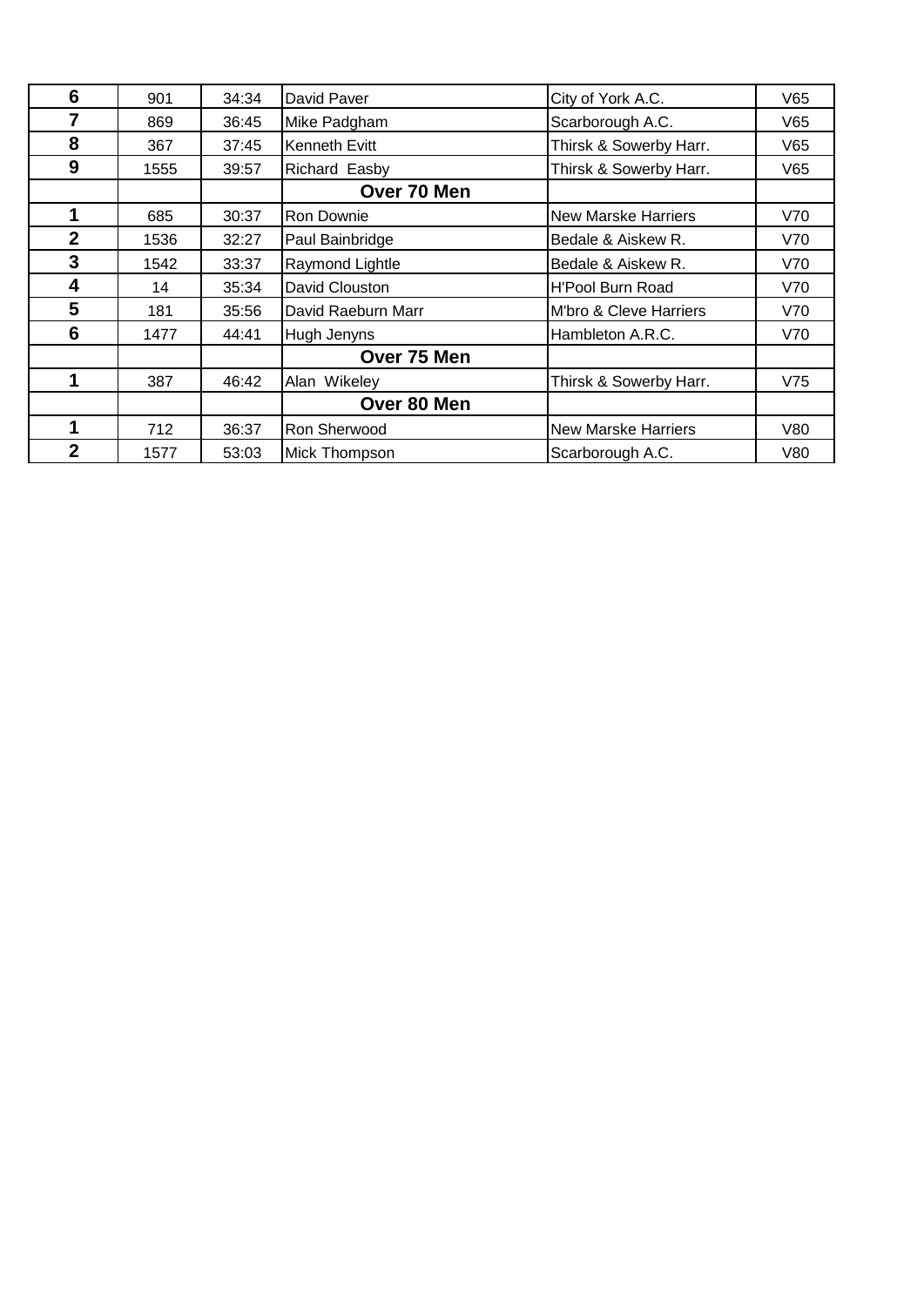| | | | | | |
|---|---|---|---|---|---|
| **6** | 901 | 34:34 | David Paver | City of York A.C. | V65 |
| **7** | 869 | 36:45 | Mike Padgham | Scarborough A.C. | V65 |
| **8** | 367 | 37:45 | Kenneth Evitt | Thirsk & Sowerby Harr. | V65 |
| **9** | 1555 | 39:57 | Richard Easby | Thirsk & Sowerby Harr. | V65 |
| | | | **Over 70 Men** | | |
| **1** | 685 | 30:37 | Ron Downie | New Marske Harriers | V70 |
| **2** | 1536 | 32:27 | Paul Bainbridge | Bedale & Aiskew R. | V70 |
| **3** | 1542 | 33:37 | Raymond Lightle | Bedale & Aiskew R. | V70 |
| **4** | 14 | 35:34 | David Clouston | H'Pool Burn Road | V70 |
| **5** | 181 | 35:56 | David Raeburn Marr | M'bro & Cleve Harriers | V70 |
| **6** | 1477 | 44:41 | Hugh Jenyns | Hambleton A.R.C. | V70 |
| | | | **Over 75 Men** | | |
| **1** | 387 | 46:42 | Alan Wikeley | Thirsk & Sowerby Harr. | V75 |
| | | | **Over 80 Men** | | |
| **1** | 712 | 36:37 | Ron Sherwood | New Marske Harriers | V80 |
| **2** | 1577 | 53:03 | Mick Thompson | Scarborough A.C. | V80 |